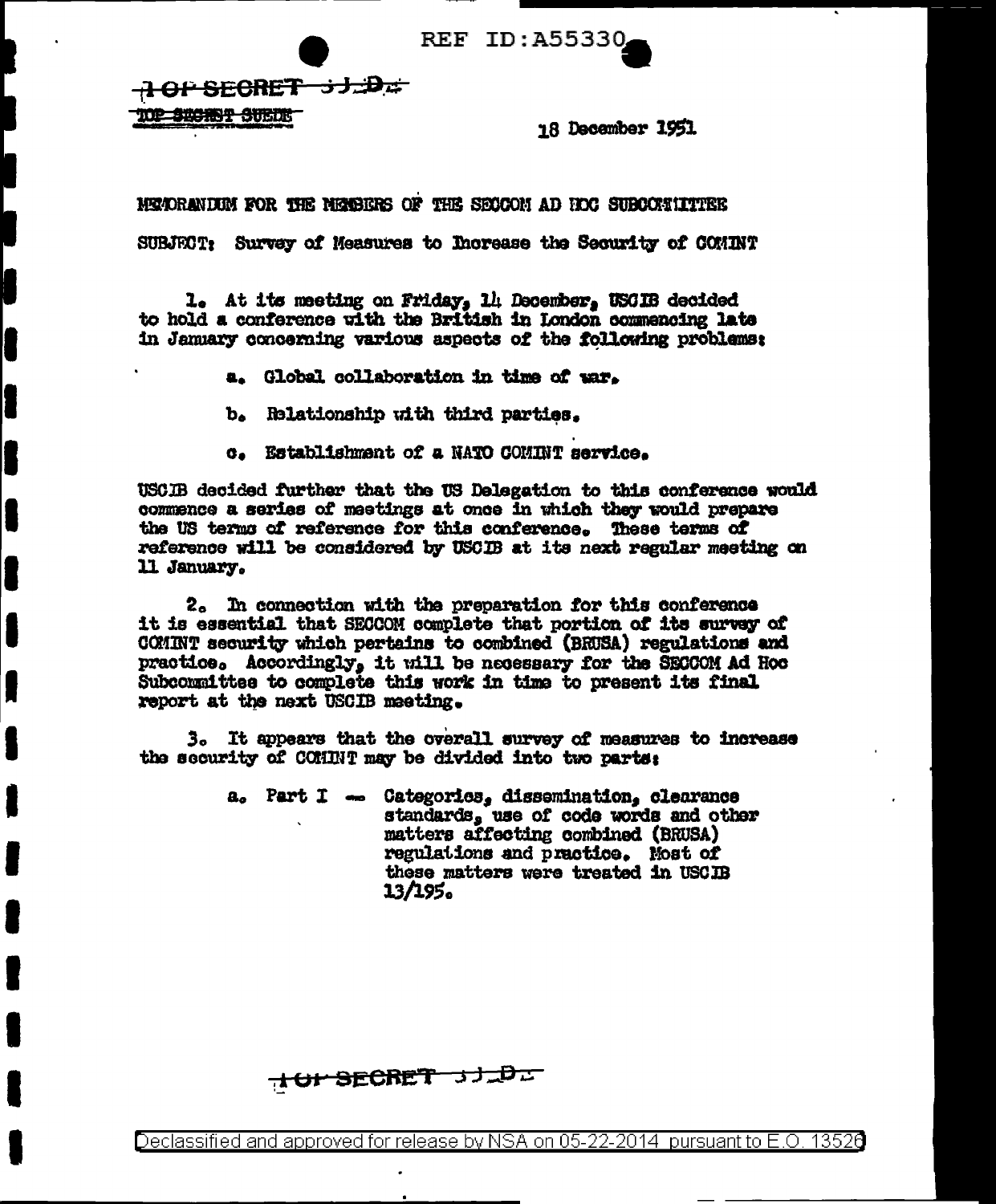REF ID:A55330

~~TOP SECRET SUEDE~~

18 December 1951

MEMORANDUM FOR THE MEMBERS OF THE SECCOM AD HOC SUBCOMMITTEE

SUBJECT: Survey of Measures to Increase the Security of COMINT

1. At its meeting on Friday, 14 December, USCIB decided to hold a conference with the British in London commencing late in January concerning various aspects of the following problems:

a. Global collaboration in time of war.

b. Relationship with third parties.

c. Establishment of a NATO COMINT service.

USCIB decided further that the US Delegation to this conference would commence a series of meetings at once in which they would prepare the US terms of reference for this conference. These terms of reference will be considered by USCIB at its next regular meeting on 11 January.

2. In connection with the preparation for this conference it is essential that SECCOM complete that portion of its survey of COMINT security which pertains to combined (BRUSA) regulations and practice. Accordingly, it will be necessary for the SECCOM Ad Hoc Subcommittee to complete this work in time to present its final report at the next USCIB meeting.

3. It appears that the overall survey of measures to increase the security of COMINT may be divided into two parts:

a. Part I — Categories, dissemination, clearance standards, use of code words and other matters affecting combined (BRUSA) regulations and practice. Most of these matters were treated in USCIB 13/195.

Declassified and approved for release by NSA on 05-22-2014 pursuant to E.O. 13526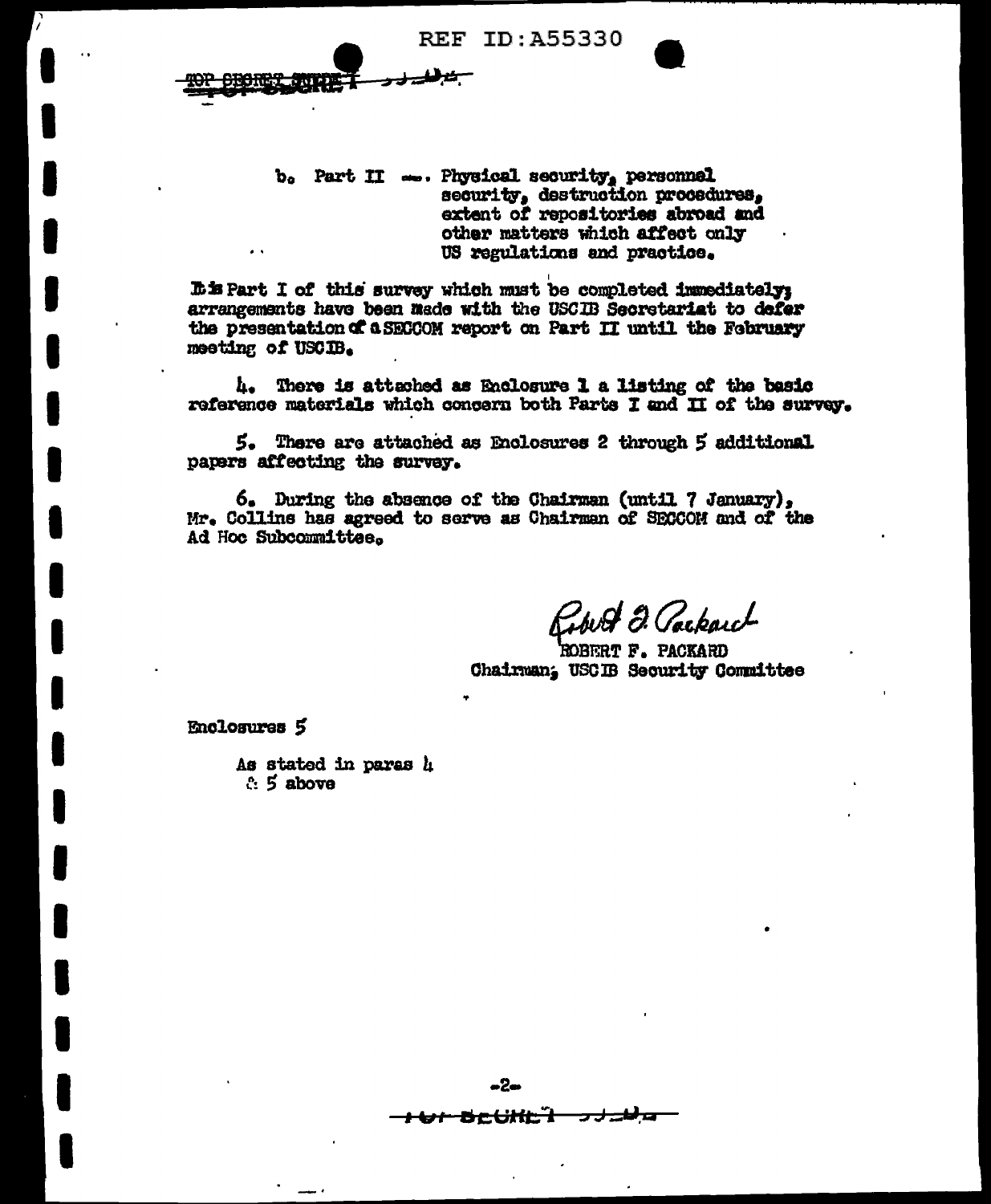TOP SECRET SUEDE

b. Part II --. Physical security, personnel security, destruction procedures, extent of repositories abroad and other matters which affect only US regulations and practice.

It is Part I of this survey which must be completed immediately; arrangements have been made with the USCIB Secretariat to defer the presentation of a SECCOM report on Part II until the February meeting of USCIB.

4. There is attached as Enclosure 1 a listing of the basic reference materials which concern both Parts I and II of the survey.

5. There are attached as Enclosures 2 through 5 additional papers affecting the survey.

6. During the absence of the Chairman (until 7 January), Mr. Collins has agreed to serve as Chairman of SECCOM and of the Ad Hoc Subcommittee.

Robert F. Packard

ROBERT F. PACKARD
Chairman, USCIB Security Committee

Enclosures 5

As stated in paras 4 & 5 above

TOP SECRET SUEDE